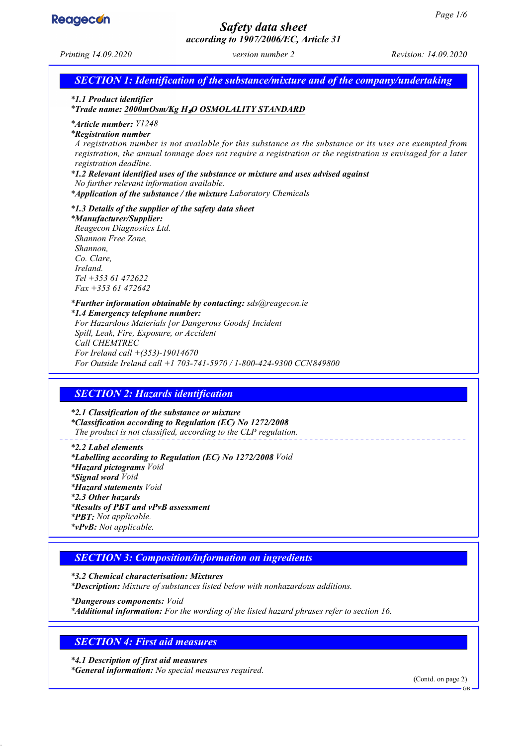# Safety data sheet
### according to 1907/2006/EC, Article 31

*Printing 14.09.2020* *version number 2* *Revision: 14.09.2020*

## SECTION 1: Identification of the substance/mixture and of the company/undertaking

- ***1.1 Product identifier***
- ***Trade name: 2000mOsm/Kg $H_2O$ OSMOLALITY STANDARD***
- ***Article number:*** *Y1248*
- ***Registration number***
  *A registration number is not available for this substance as the substance or its uses are exempted from registration, the annual tonnage does not require a registration or the registration is envisaged for a later registration deadline.*
- ***1.2 Relevant identified uses of the substance or mixture and uses advised against***
  *No further relevant information available.*
- ***Application of the substance / the mixture*** *Laboratory Chemicals*
- ***1.3 Details of the supplier of the safety data sheet***
- ***Manufacturer/Supplier:***
  *Reagecon Diagnostics Ltd.*
  *Shannon Free Zone,*
  *Shannon,*
  *Co. Clare,*
  *Ireland.*
  *Tel +353 61 472622*
  *Fax +353 61 472642*
- ***Further information obtainable by contacting:*** *sds@reagecon.ie*
- ***1.4 Emergency telephone number:***
  *For Hazardous Materials [or Dangerous Goods] Incident*
  *Spill, Leak, Fire, Exposure, or Accident*
  *Call CHEMTREC*
  *For Ireland call +(353)-19014670*
  *For Outside Ireland call +1 703-741-5970 / 1-800-424-9300 CCN849800*

## SECTION 2: Hazards identification

- ***2.1 Classification of the substance or mixture***
- ***Classification according to Regulation (EC) No 1272/2008***
  *The product is not classified, according to the CLP regulation.*
- ***2.2 Label elements***
- ***Labelling according to Regulation (EC) No 1272/2008*** *Void*
- ***Hazard pictograms*** *Void*
- ***Signal word*** *Void*
- ***Hazard statements*** *Void*
- ***2.3 Other hazards***
- ***Results of PBT and vPvB assessment***
- ***PBT:*** *Not applicable.*
- ***vPvB:*** *Not applicable.*

## SECTION 3: Composition/information on ingredients

- ***3.2 Chemical characterisation: Mixtures***
- ***Description:*** *Mixture of substances listed below with nonhazardous additions.*
- ***Dangerous components:*** *Void*
- ***Additional information:*** *For the wording of the listed hazard phrases refer to section 16.*

## SECTION 4: First aid measures

- ***4.1 Description of first aid measures***
- ***General information:*** *No special measures required.*

(Contd. on page 2)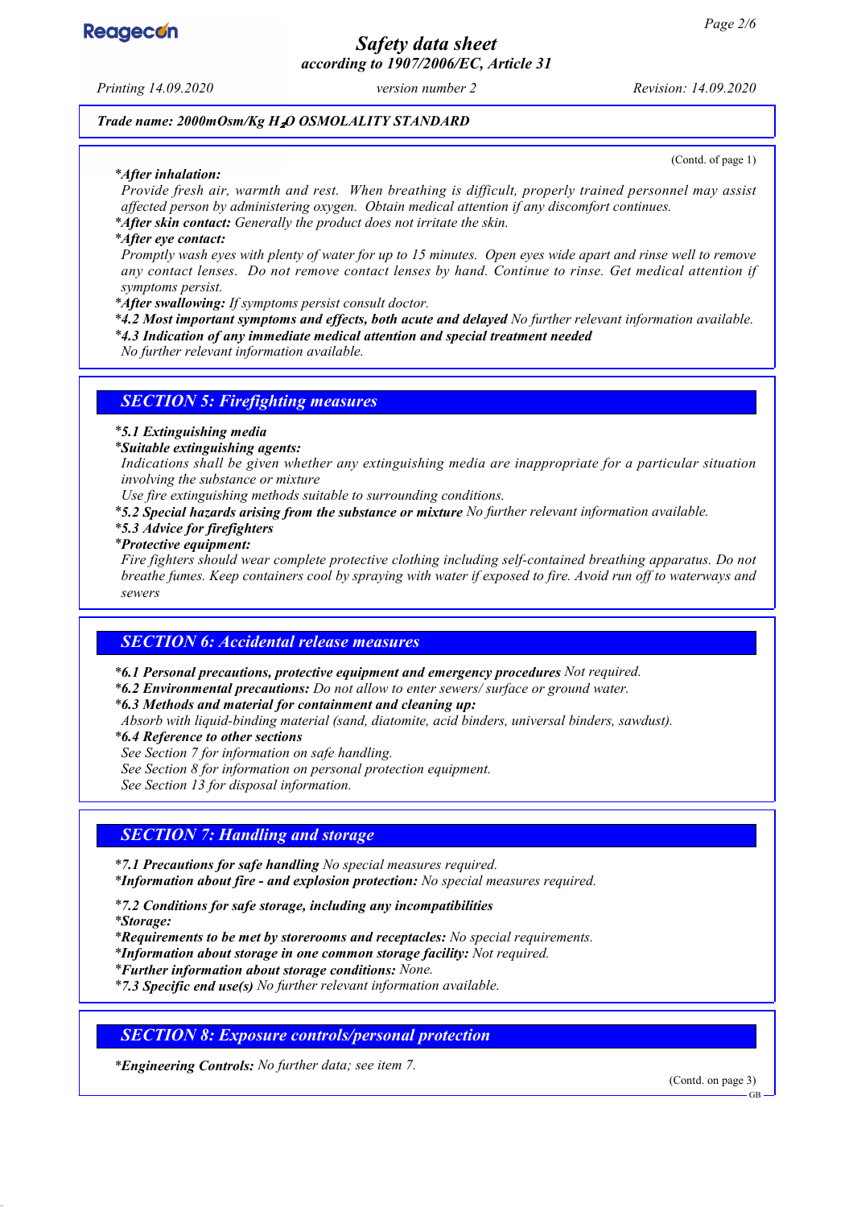*Trade name: 2000mOsm/Kg $H_2O$ OSMOLALITY STANDARD*

(Contd. of page 1)

* ***After inhalation:***
  Provide fresh air, warmth and rest. When breathing is difficult, properly trained personnel may assist affected person by administering oxygen. Obtain medical attention if any discomfort continues.
* ***After skin contact:*** Generally the product does not irritate the skin.
* ***After eye contact:***
  Promptly wash eyes with plenty of water for up to 15 minutes. Open eyes wide apart and rinse well to remove any contact lenses. Do not remove contact lenses by hand. Continue to rinse. Get medical attention if symptoms persist.
* ***After swallowing:*** If symptoms persist consult doctor.
* ***4.2 Most important symptoms and effects, both acute and delayed*** No further relevant information available.
* ***4.3 Indication of any immediate medical attention and special treatment needed***
  No further relevant information available.

## SECTION 5: Firefighting measures

* ***5.1 Extinguishing media***
* ***Suitable extinguishing agents:***
  Indications shall be given whether any extinguishing media are inappropriate for a particular situation involving the substance or mixture
  Use fire extinguishing methods suitable to surrounding conditions.
* ***5.2 Special hazards arising from the substance or mixture*** No further relevant information available.
* ***5.3 Advice for firefighters***
* ***Protective equipment:***
  Fire fighters should wear complete protective clothing including self-contained breathing apparatus. Do not breathe fumes. Keep containers cool by spraying with water if exposed to fire. Avoid run off to waterways and sewers

## SECTION 6: Accidental release measures

* ***6.1 Personal precautions, protective equipment and emergency procedures*** Not required.
* ***6.2 Environmental precautions:*** Do not allow to enter sewers/ surface or ground water.
* ***6.3 Methods and material for containment and cleaning up:***
  Absorb with liquid-binding material (sand, diatomite, acid binders, universal binders, sawdust).
* ***6.4 Reference to other sections***
  See Section 7 for information on safe handling.
  See Section 8 for information on personal protection equipment.
  See Section 13 for disposal information.

## SECTION 7: Handling and storage

* ***7.1 Precautions for safe handling*** No special measures required.
* ***Information about fire - and explosion protection:*** No special measures required.
* ***7.2 Conditions for safe storage, including any incompatibilities***
* ***Storage:***
* ***Requirements to be met by storerooms and receptacles:*** No special requirements.
* ***Information about storage in one common storage facility:*** Not required.
* ***Further information about storage conditions:*** None.
* ***7.3 Specific end use(s)*** No further relevant information available.

## SECTION 8: Exposure controls/personal protection

* ***Engineering Controls:*** No further data; see item 7.

(Contd. on page 3)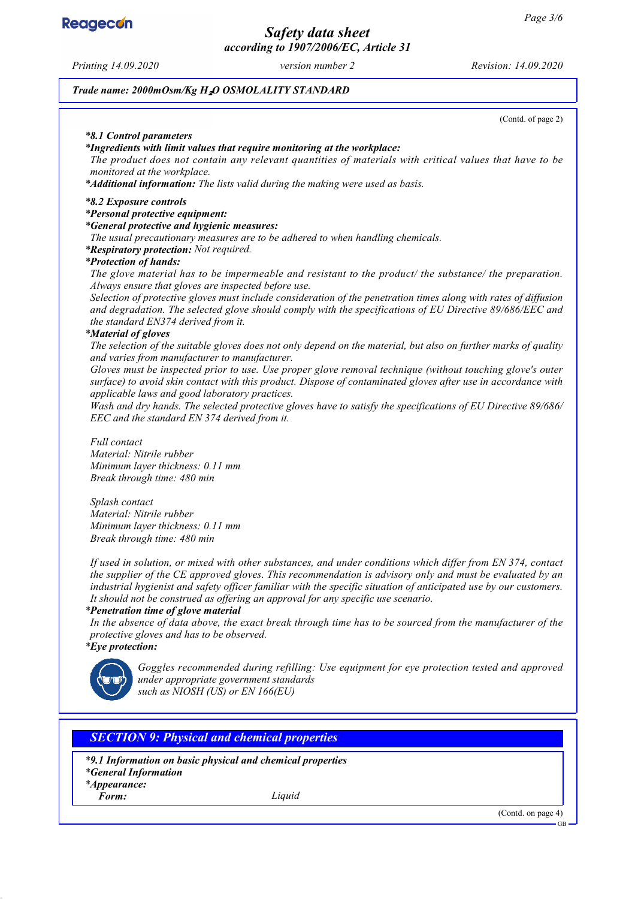(Contd. of page 2)

***8.1 Control parameters***

***Ingredients with limit values that require monitoring at the workplace:***

*The product does not contain any relevant quantities of materials with critical values that have to be monitored at the workplace.*

***Additional information:** The lists valid during the making were used as basis.*

***8.2 Exposure controls***

***Personal protective equipment:***

***General protective and hygienic measures:***

*The usual precautionary measures are to be adhered to when handling chemicals.*

***Respiratory protection:** Not required.*

***Protection of hands:***

*The glove material has to be impermeable and resistant to the product/ the substance/ the preparation. Always ensure that gloves are inspected before use.*

*Selection of protective gloves must include consideration of the penetration times along with rates of diffusion and degradation. The selected glove should comply with the specifications of EU Directive 89/686/EEC and the standard EN374 derived from it.*

***Material of gloves***

*The selection of the suitable gloves does not only depend on the material, but also on further marks of quality and varies from manufacturer to manufacturer.*

*Gloves must be inspected prior to use. Use proper glove removal technique (without touching glove's outer surface) to avoid skin contact with this product. Dispose of contaminated gloves after use in accordance with applicable laws and good laboratory practices.*

*Wash and dry hands. The selected protective gloves have to satisfy the specifications of EU Directive 89/686/EEC and the standard EN 374 derived from it.*

*Full contact*
*Material: Nitrile rubber*
*Minimum layer thickness: 0.11 mm*
*Break through time: 480 min*

*Splash contact*
*Material: Nitrile rubber*
*Minimum layer thickness: 0.11 mm*
*Break through time: 480 min*

*If used in solution, or mixed with other substances, and under conditions which differ from EN 374, contact the supplier of the CE approved gloves. This recommendation is advisory only and must be evaluated by an industrial hygienist and safety officer familiar with the specific situation of anticipated use by our customers. It should not be construed as offering an approval for any specific use scenario.*

***Penetration time of glove material***

*In the absence of data above, the exact break through time has to be sourced from the manufacturer of the protective gloves and has to be observed.*

***Eye protection:***

*Goggles recommended during refilling: Use equipment for eye protection tested and approved under appropriate government standards such as NIOSH (US) or EN 166(EU)*

## SECTION 9: Physical and chemical properties

***9.1 Information on basic physical and chemical properties***

***General Information***

***Appearance:***

***Form:*** *Liquid*

(Contd. on page 4)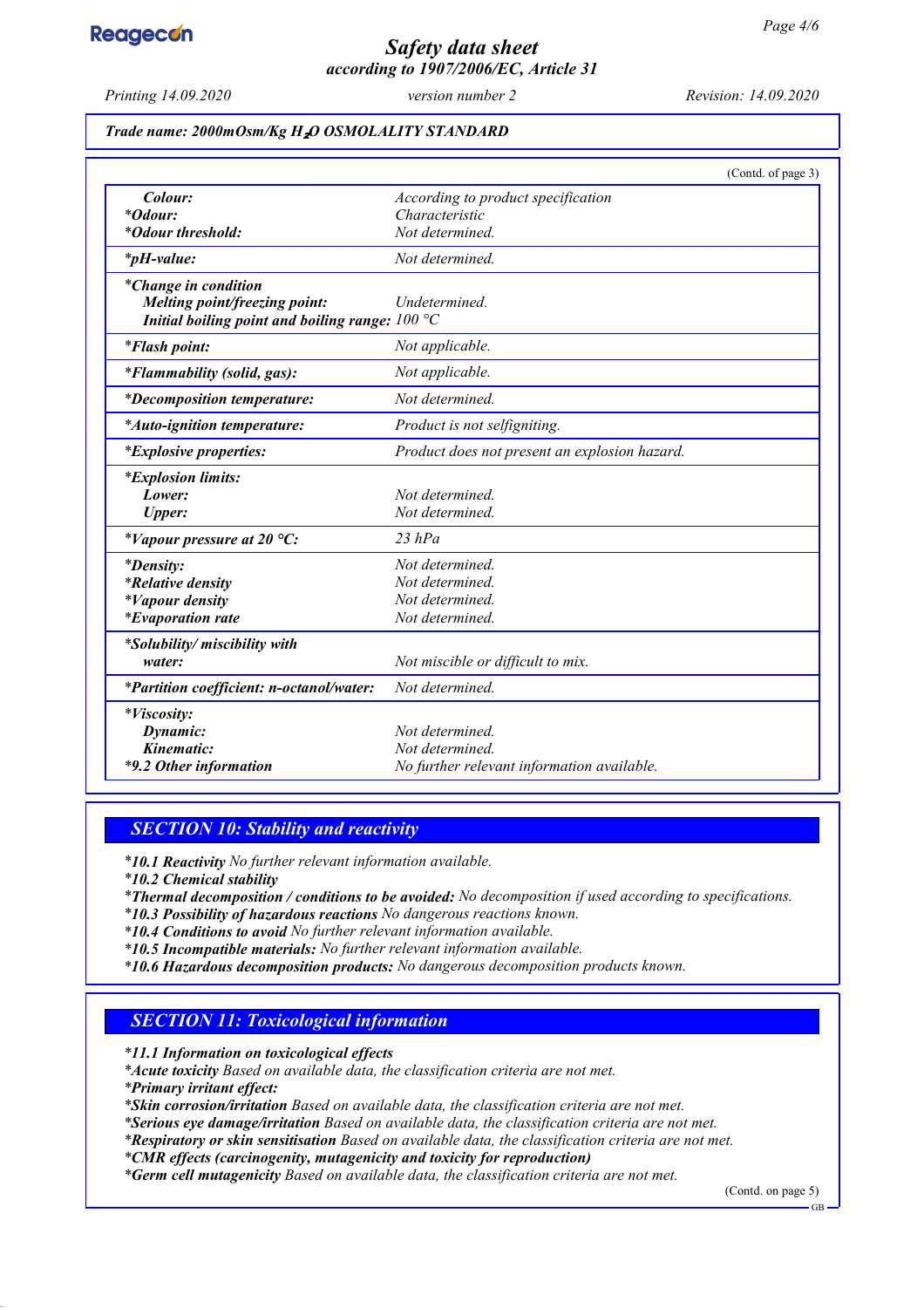**Trade name: 2000mOsm/Kg $H_2O$ OSMOLALITY STANDARD**

(Contd. of page 3)

| | |
|---|---|
| *Colour:* | According to product specification |
| *\*Odour:* | Characteristic |
| *\*Odour threshold:* | Not determined. |
| *\*pH-value:* | Not determined. |
| *\*Change in condition* | |
| *Melting point/freezing point:* | Undetermined. |
| *Initial boiling point and boiling range:* | 100 °C |
| *\*Flash point:* | Not applicable. |
| *\*Flammability (solid, gas):* | Not applicable. |
| *\*Decomposition temperature:* | Not determined. |
| *\*Auto-ignition temperature:* | Product is not selfigniting. |
| *\*Explosive properties:* | Product does not present an explosion hazard. |
| *\*Explosion limits:* | |
| *Lower:* | Not determined. |
| *Upper:* | Not determined. |
| *\*Vapour pressure at 20 °C:* | 23 hPa |
| *\*Density:* | Not determined. |
| *\*Relative density* | Not determined. |
| *\*Vapour density* | Not determined. |
| *\*Evaporation rate* | Not determined. |
| *\*Solubility/ miscibility with water:* | Not miscible or difficult to mix. |
| *\*Partition coefficient: n-octanol/water:* | Not determined. |
| *\*Viscosity:* | |
| *Dynamic:* | Not determined. |
| *Kinematic:* | Not determined. |
| *\*9.2 Other information* | No further relevant information available. |

## SECTION 10: Stability and reactivity

- ***10.1 Reactivity*** No further relevant information available.
- ***10.2 Chemical stability***
- ***Thermal decomposition / conditions to be avoided:*** No decomposition if used according to specifications.
- ***10.3 Possibility of hazardous reactions*** No dangerous reactions known.
- ***10.4 Conditions to avoid*** No further relevant information available.
- ***10.5 Incompatible materials:*** No further relevant information available.
- ***10.6 Hazardous decomposition products:*** No dangerous decomposition products known.

## SECTION 11: Toxicological information

- ***11.1 Information on toxicological effects***
- ***Acute toxicity*** Based on available data, the classification criteria are not met.
- ***Primary irritant effect:***
- ***Skin corrosion/irritation*** Based on available data, the classification criteria are not met.
- ***Serious eye damage/irritation*** Based on available data, the classification criteria are not met.
- ***Respiratory or skin sensitisation*** Based on available data, the classification criteria are not met.
- ***CMR effects (carcinogenity, mutagenicity and toxicity for reproduction)***
- ***Germ cell mutagenicity*** Based on available data, the classification criteria are not met.

(Contd. on page 5)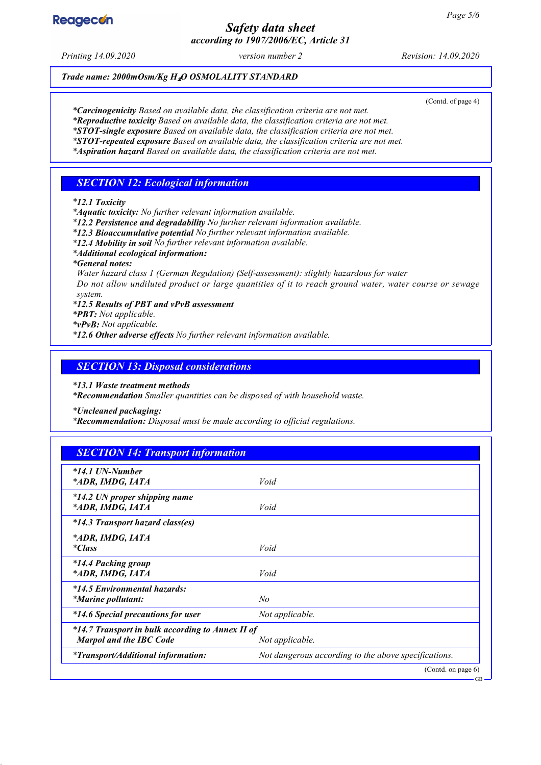*Trade name: 2000mOsm/Kg $H_2O$ OSMOLALITY STANDARD*

(Contd. of page 4)

**\*Carcinogenicity** *Based on available data, the classification criteria are not met.*
**\*Reproductive toxicity** *Based on available data, the classification criteria are not met.*
**\*STOT-single exposure** *Based on available data, the classification criteria are not met.*
**\*STOT-repeated exposure** *Based on available data, the classification criteria are not met.*
**\*Aspiration hazard** *Based on available data, the classification criteria are not met.*

## SECTION 12: Ecological information

**\*12.1 Toxicity**
**\*Aquatic toxicity:** *No further relevant information available.*
**\*12.2 Persistence and degradability** *No further relevant information available.*
**\*12.3 Bioaccumulative potential** *No further relevant information available.*
**\*12.4 Mobility in soil** *No further relevant information available.*
**\*Additional ecological information:**
**\*General notes:**
*Water hazard class 1 (German Regulation) (Self-assessment): slightly hazardous for water*
*Do not allow undiluted product or large quantities of it to reach ground water, water course or sewage system.*
**\*12.5 Results of PBT and vPvB assessment**
**\*PBT:** *Not applicable.*
**\*vPvB:** *Not applicable.*
**\*12.6 Other adverse effects** *No further relevant information available.*

## SECTION 13: Disposal considerations

**\*13.1 Waste treatment methods**
**\*Recommendation** *Smaller quantities can be disposed of with household waste.*

**\*Uncleaned packaging:**
**\*Recommendation:** *Disposal must be made according to official regulations.*

## SECTION 14: Transport information

| | |
|---|---|
| **\*14.1 UN-Number**<br>**\*ADR, IMDG, IATA** | *Void* |
| **\*14.2 UN proper shipping name**<br>**\*ADR, IMDG, IATA** | *Void* |
| **\*14.3 Transport hazard class(es)** | |
| **\*ADR, IMDG, IATA**<br>**\*Class** | *Void* |
| **\*14.4 Packing group**<br>**\*ADR, IMDG, IATA** | *Void* |
| **\*14.5 Environmental hazards:**<br>**\*Marine pollutant:** | *No* |
| **\*14.6 Special precautions for user** | *Not applicable.* |
| **\*14.7 Transport in bulk according to Annex II of Marpol and the IBC Code** | *Not applicable.* |
| **\*Transport/Additional information:** | *Not dangerous according to the above specifications.* |

(Contd. on page 6)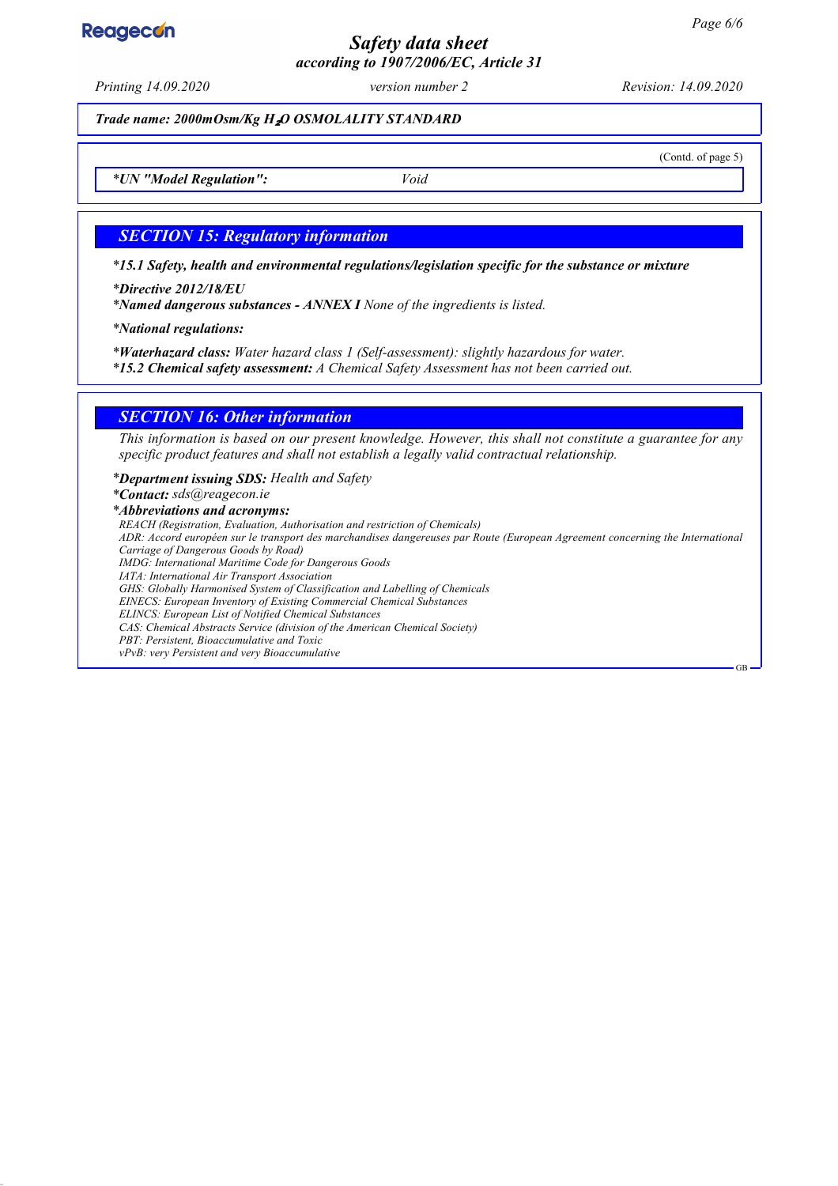Trade name: 2000mOsm/Kg $H_2O$ OSMOLALITY STANDARD

(Contd. of page 5)

*UN "Model Regulation": Void

## SECTION 15: Regulatory information

**15.1 Safety, health and environmental regulations/legislation specific for the substance or mixture**

**Directive 2012/18/EU**

**Named dangerous substances - ANNEX I** None of the ingredients is listed.

**National regulations:**

**Waterhazard class:** Water hazard class 1 (Self-assessment): slightly hazardous for water.

**15.2 Chemical safety assessment:** A Chemical Safety Assessment has not been carried out.

## SECTION 16: Other information

This information is based on our present knowledge. However, this shall not constitute a guarantee for any specific product features and shall not establish a legally valid contractual relationship.

**Department issuing SDS:** Health and Safety

**Contact:** sds@reagecon.ie

**Abbreviations and acronyms:**

REACH (Registration, Evaluation, Authorisation and restriction of Chemicals)
ADR: Accord européen sur le transport des marchandises dangereuses par Route (European Agreement concerning the International Carriage of Dangerous Goods by Road)
IMDG: International Maritime Code for Dangerous Goods
IATA: International Air Transport Association
GHS: Globally Harmonised System of Classification and Labelling of Chemicals
EINECS: European Inventory of Existing Commercial Chemical Substances
ELINCS: European List of Notified Chemical Substances
CAS: Chemical Abstracts Service (division of the American Chemical Society)
PBT: Persistent, Bioaccumulative and Toxic
vPvB: very Persistent and very Bioaccumulative

GB